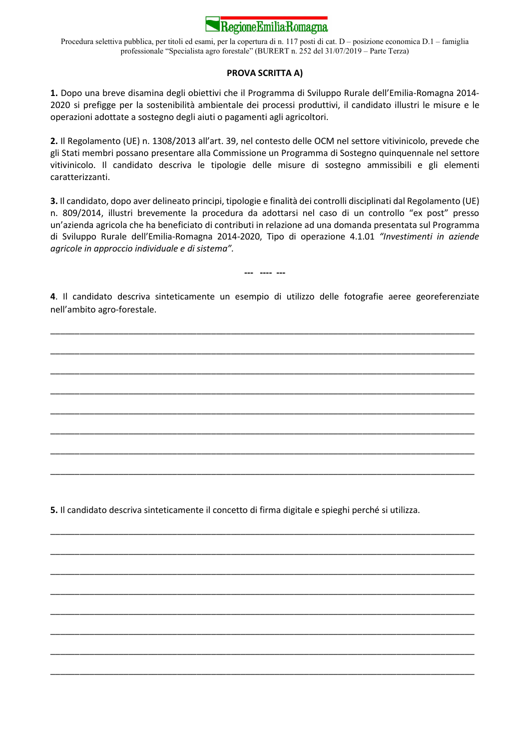Procedura selettiva pubblica, per titoli ed esami, per la copertura di n. 117 posti di cat. D – posizione economica D.1 – famiglia professionale "Specialista agro forestale" (BURERT n. 252 del 31/07/2019 – Parte Terza)

## PROVA SCRITTA A)

**1.** Dopo una breve disamina degli obiettivi che il Programma di Sviluppo Rurale dell'Emilia-Romagna 2014-2020 si prefigge per la sostenibilità ambientale dei processi produttivi, il candidato illustri le misure e le operazioni adottate a sostegno degli aiuti o pagamenti agli agricoltori.

**2.** Il Regolamento (UE) n. 1308/2013 all'art. 39, nel contesto delle OCM nel settore vitivinicolo, prevede che gli Stati membri possano presentare alla Commissione un Programma di Sostegno quinquennale nel settore vitivinicolo. Il candidato descriva le tipologie delle misure di sostegno ammissibili e gli elementi caratterizzanti.

**3.** Il candidato, dopo aver delineato principi, tipologie e finalità dei controlli disciplinati dal Regolamento (UE) n. 809/2014, illustri brevemente la procedura da adottarsi nel caso di un controllo "ex post" presso un'azienda agricola che ha beneficiato di contributi in relazione ad una domanda presentata sul Programma di Sviluppo Rurale dell'Emilia-Romagna 2014-2020, Tipo di operazione 4.1.01 *"Investimenti in aziende agricole in approccio individuale e di sistema"*.

**--- ---- ---**

**4**. Il candidato descriva sinteticamente un esempio di utilizzo delle fotografie aeree georeferenziate nell'ambito agro-forestale.

________________________________________________________________________________

________________________________________________________________________________

________________________________________________________________________________

________________________________________________________________________________

________________________________________________________________________________

________________________________________________________________________________

________________________________________________________________________________

________________________________________________________________________________

**5.** Il candidato descriva sinteticamente il concetto di firma digitale e spieghi perché si utilizza.

________________________________________________________________________________

________________________________________________________________________________

________________________________________________________________________________

________________________________________________________________________________

________________________________________________________________________________

________________________________________________________________________________

________________________________________________________________________________

________________________________________________________________________________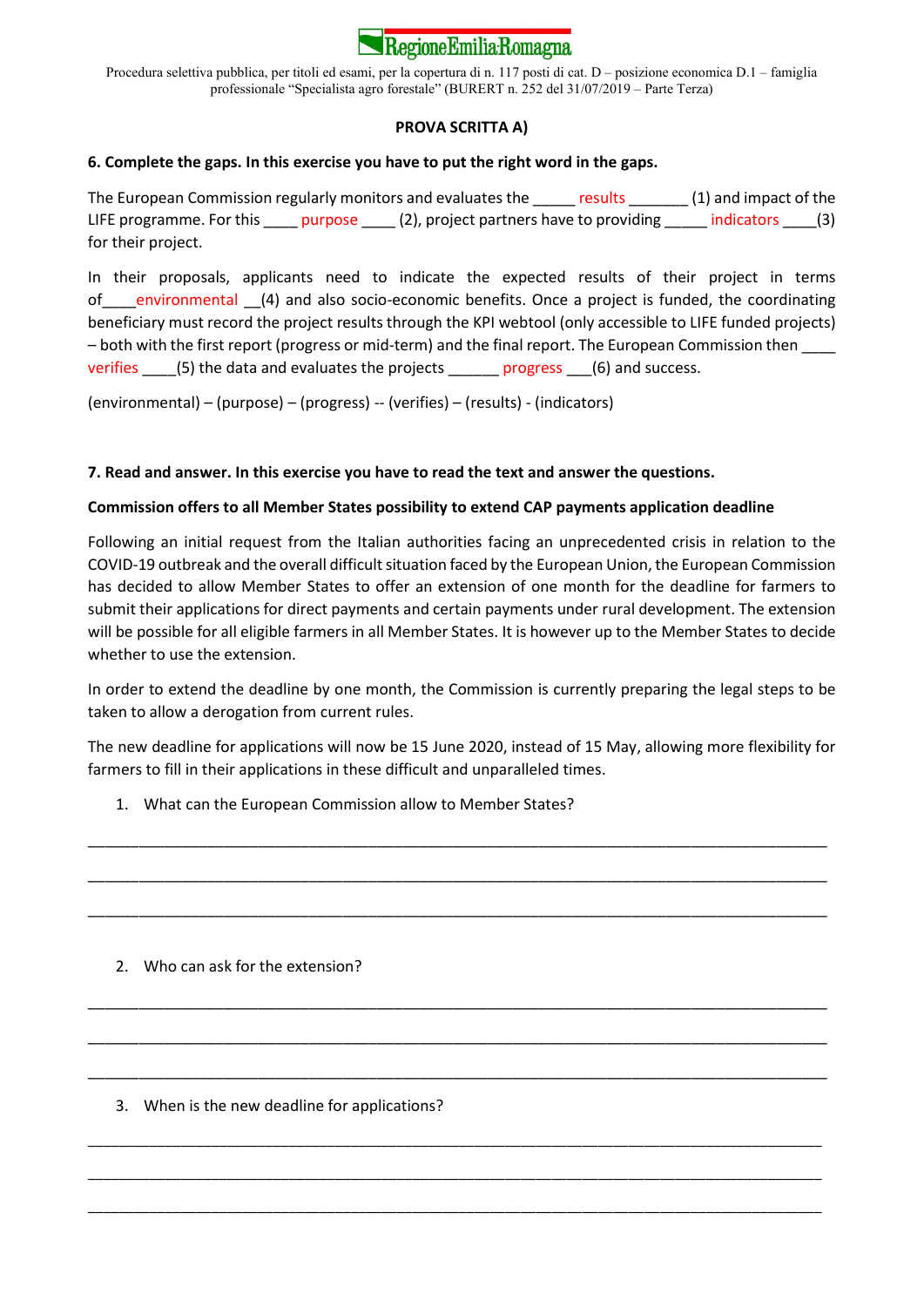Procedura selettiva pubblica, per titoli ed esami, per la copertura di n. 117 posti di cat. D – posizione economica D.1 – famiglia professionale "Specialista agro forestale" (BURERT n. 252 del 31/07/2019 – Parte Terza)

**PROVA SCRITTA A)**

**6. Complete the gaps. In this exercise you have to put the right word in the gaps.**

The European Commission regularly monitors and evaluates the _____ results _______ (1) and impact of the LIFE programme. For this ____ purpose ____ (2), project partners have to providing _____ indicators ____(3) for their project.

In their proposals, applicants need to indicate the expected results of their project in terms of____environmental __(4) and also socio-economic benefits. Once a project is funded, the coordinating beneficiary must record the project results through the KPI webtool (only accessible to LIFE funded projects) – both with the first report (progress or mid-term) and the final report. The European Commission then ____ verifies ____(5) the data and evaluates the projects ______ progress ___(6) and success.

(environmental) – (purpose) – (progress) -- (verifies) – (results) - (indicators)

**7. Read and answer. In this exercise you have to read the text and answer the questions.**

**Commission offers to all Member States possibility to extend CAP payments application deadline**

Following an initial request from the Italian authorities facing an unprecedented crisis in relation to the COVID-19 outbreak and the overall difficult situation faced by the European Union, the European Commission has decided to allow Member States to offer an extension of one month for the deadline for farmers to submit their applications for direct payments and certain payments under rural development. The extension will be possible for all eligible farmers in all Member States. It is however up to the Member States to decide whether to use the extension.

In order to extend the deadline by one month, the Commission is currently preparing the legal steps to be taken to allow a derogation from current rules.

The new deadline for applications will now be 15 June 2020, instead of 15 May, allowing more flexibility for farmers to fill in their applications in these difficult and unparalleled times.

1. What can the European Commission allow to Member States?

_____________________________________________________________________________________

_____________________________________________________________________________________

_____________________________________________________________________________________

2. Who can ask for the extension?

_____________________________________________________________________________________

_____________________________________________________________________________________

_____________________________________________________________________________________

3. When is the new deadline for applications?

_____________________________________________________________________________________

_____________________________________________________________________________________

_____________________________________________________________________________________